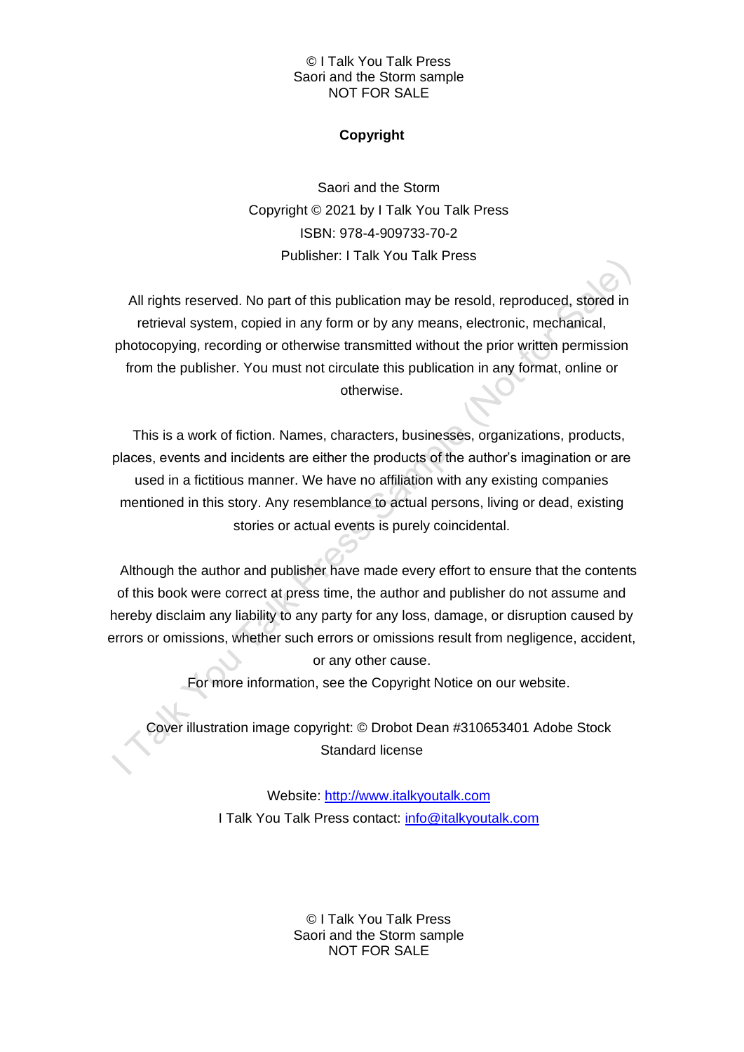## Copyright

Saori and the Storm
Copyright © 2021 by I Talk You Talk Press
ISBN: 978-4-909733-70-2
Publisher: I Talk You Talk Press

All rights reserved. No part of this publication may be resold, reproduced, stored in retrieval system, copied in any form or by any means, electronic, mechanical, photocopying, recording or otherwise transmitted without the prior written permission from the publisher. You must not circulate this publication in any format, online or otherwise.

This is a work of fiction. Names, characters, businesses, organizations, products, places, events and incidents are either the products of the author's imagination or are used in a fictitious manner. We have no affiliation with any existing companies mentioned in this story. Any resemblance to actual persons, living or dead, existing stories or actual events is purely coincidental.

Although the author and publisher have made every effort to ensure that the contents of this book were correct at press time, the author and publisher do not assume and hereby disclaim any liability to any party for any loss, damage, or disruption caused by errors or omissions, whether such errors or omissions result from negligence, accident, or any other cause.

For more information, see the Copyright Notice on our website.

Cover illustration image copyright: © Drobot Dean #310653401 Adobe Stock Standard license

Website: [http://www.italkyoutalk.com](http://www.italkyoutalk.com)
I Talk You Talk Press contact: [info@italkyoutalk.com](mailto:info@italkyoutalk.com)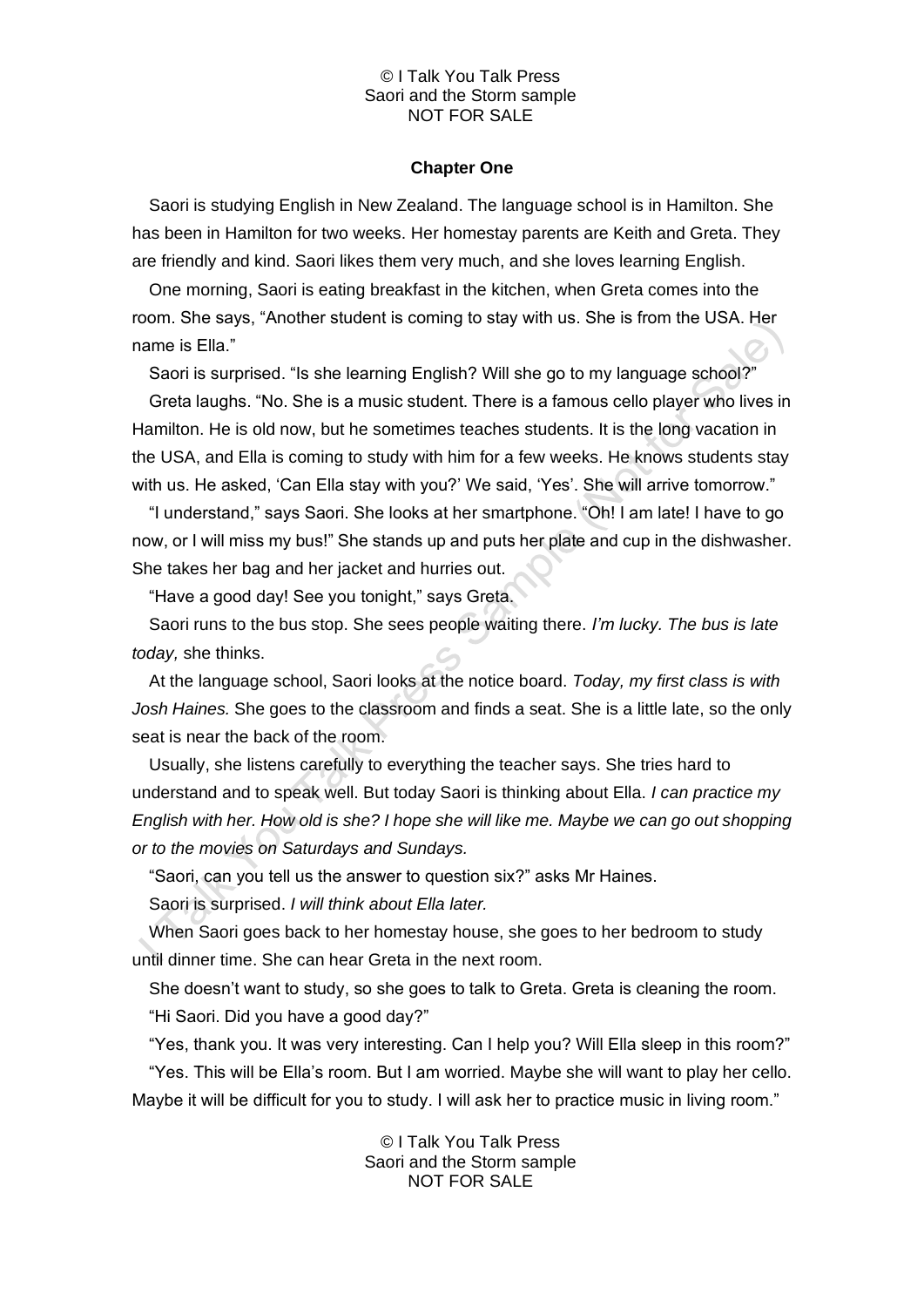## Chapter One

Saori is studying English in New Zealand. The language school is in Hamilton. She has been in Hamilton for two weeks. Her homestay parents are Keith and Greta. They are friendly and kind. Saori likes them very much, and she loves learning English.

One morning, Saori is eating breakfast in the kitchen, when Greta comes into the room. She says, "Another student is coming to stay with us. She is from the USA. Her name is Ella."

Saori is surprised. "Is she learning English? Will she go to my language school?"

Greta laughs. "No. She is a music student. There is a famous cello player who lives in Hamilton. He is old now, but he sometimes teaches students. It is the long vacation in the USA, and Ella is coming to study with him for a few weeks. He knows students stay with us. He asked, 'Can Ella stay with you?' We said, 'Yes'. She will arrive tomorrow."

"I understand," says Saori. She looks at her smartphone. "Oh! I am late! I have to go now, or I will miss my bus!" She stands up and puts her plate and cup in the dishwasher. She takes her bag and her jacket and hurries out.

"Have a good day! See you tonight," says Greta.

Saori runs to the bus stop. She sees people waiting there. *I'm lucky. The bus is late today,* she thinks.

At the language school, Saori looks at the notice board. *Today, my first class is with Josh Haines.* She goes to the classroom and finds a seat. She is a little late, so the only seat is near the back of the room.

Usually, she listens carefully to everything the teacher says. She tries hard to understand and to speak well. But today Saori is thinking about Ella. *I can practice my English with her. How old is she? I hope she will like me. Maybe we can go out shopping or to the movies on Saturdays and Sundays.*

"Saori, can you tell us the answer to question six?" asks Mr Haines.

Saori is surprised. *I will think about Ella later.*

When Saori goes back to her homestay house, she goes to her bedroom to study until dinner time. She can hear Greta in the next room.

She doesn't want to study, so she goes to talk to Greta. Greta is cleaning the room.

"Hi Saori. Did you have a good day?"

"Yes, thank you. It was very interesting. Can I help you? Will Ella sleep in this room?"

"Yes. This will be Ella's room. But I am worried. Maybe she will want to play her cello. Maybe it will be difficult for you to study. I will ask her to practice music in living room."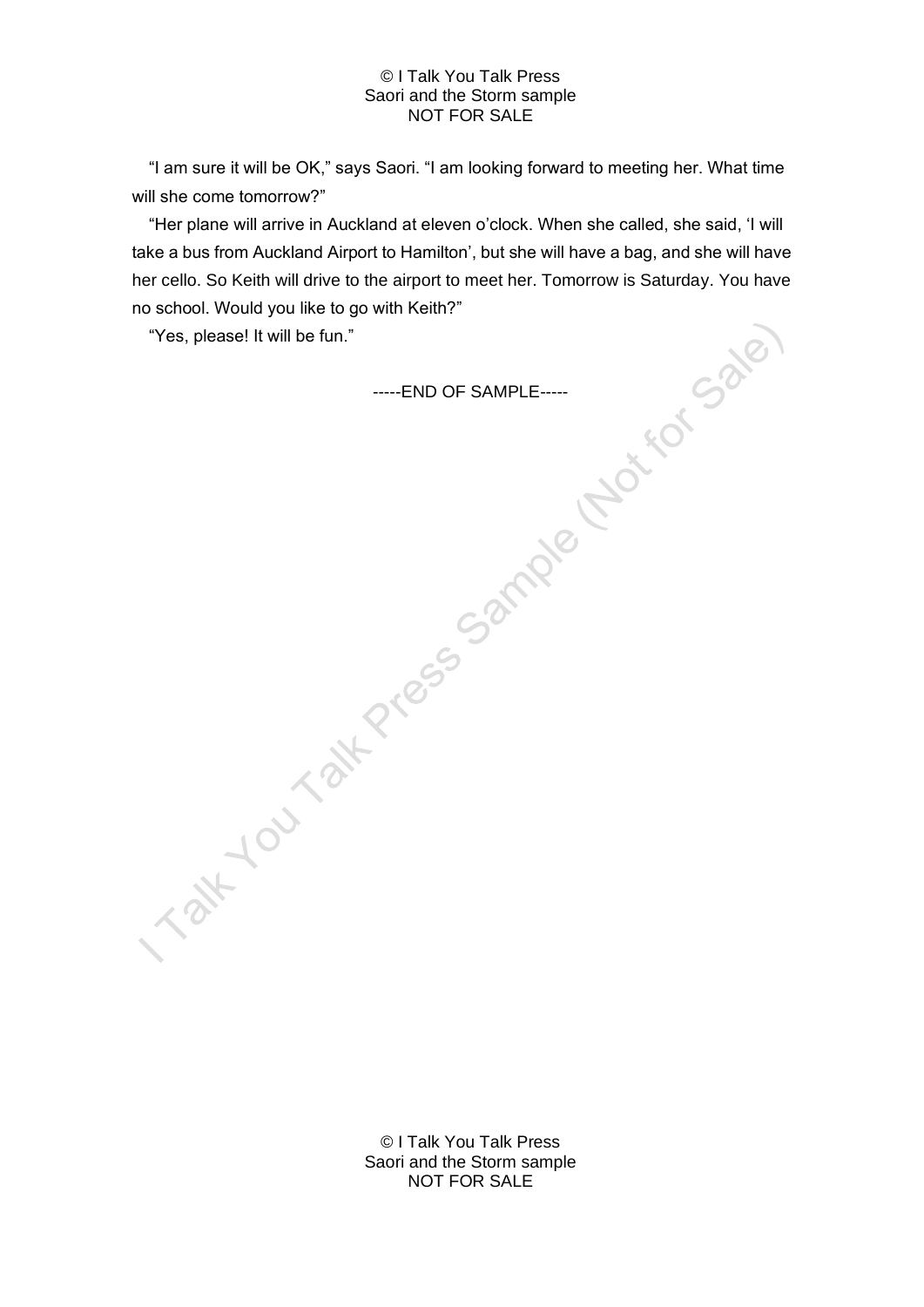"I am sure it will be OK," says Saori. "I am looking forward to meeting her. What time will she come tomorrow?"

"Her plane will arrive in Auckland at eleven o'clock. When she called, she said, 'I will take a bus from Auckland Airport to Hamilton', but she will have a bag, and she will have her cello. So Keith will drive to the airport to meet her. Tomorrow is Saturday. You have no school. Would you like to go with Keith?"

"Yes, please! It will be fun."

-----END OF SAMPLE-----